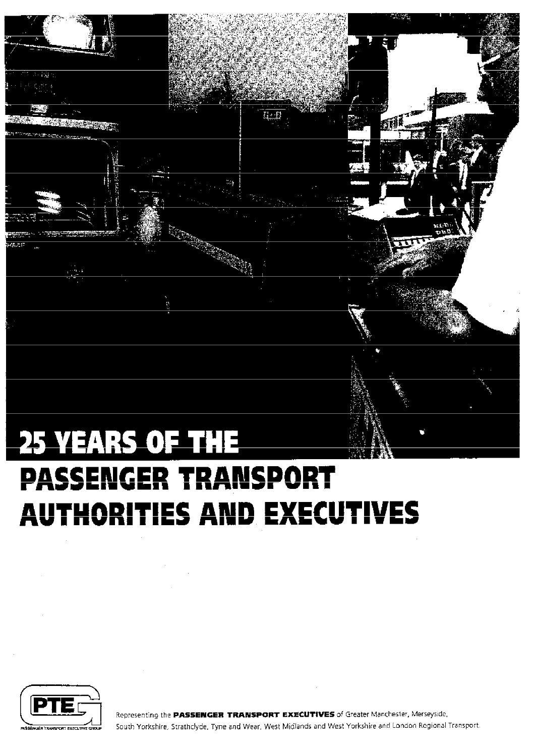# 25 YEARS OF THE PASSENGER TRANSPORT AUTHORITIES AND EXECUTIVES

PTEG

PASSENGER TRANSPORT EXECUTIVE GROUP

Representing the **PASSENGER TRANSPORT EXECUTIVES** of Greater Manchester, Merseyside, South Yorkshire, Strathclyde, Tyne and Wear, West Midlands and West Yorkshire and London Regional Transport.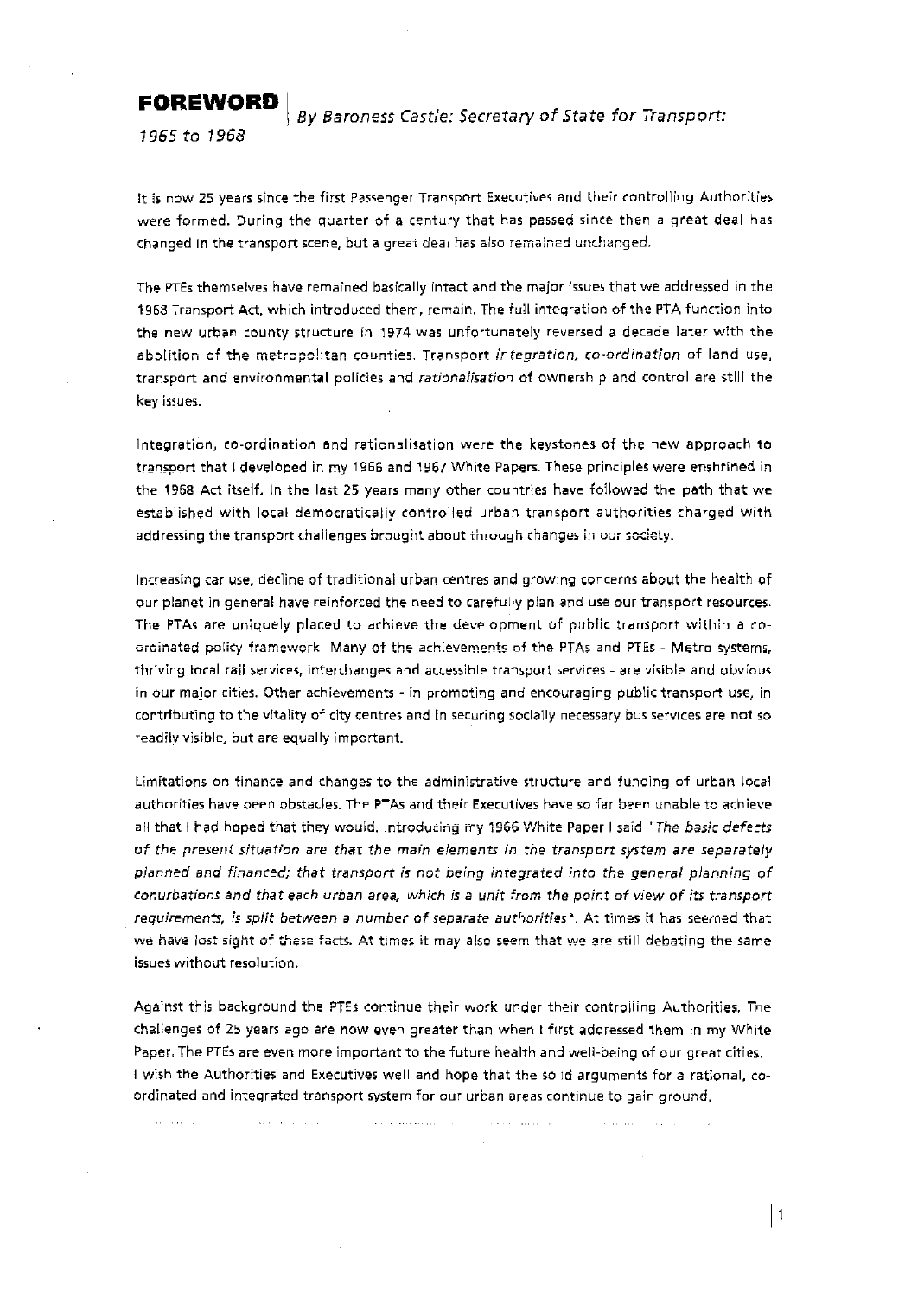# FOREWORD

*By Baroness Castle: Secretary of State for Transport: 1965 to 1968*

It is now 25 years since the first Passenger Transport Executives and their controlling Authorities were formed. During the quarter of a century that has passed since then a great deal has changed in the transport scene, but a great deal has also remained unchanged.

The PTEs themselves have remained basically intact and the major issues that we addressed in the 1968 Transport Act, which introduced them, remain. The full integration of the PTA function into the new urban county structure in 1974 was unfortunately reversed a decade later with the abolition of the metropolitan counties. Transport *integration, co-ordination* of land use, transport and environmental policies and *rationalisation* of ownership and control are still the key issues.

Integration, co-ordination and rationalisation were the keystones of the new approach to transport that I developed in my 1966 and 1967 White Papers. These principles were enshrined in the 1968 Act itself. In the last 25 years many other countries have followed the path that we established with local democratically controlled urban transport authorities charged with addressing the transport challenges brought about through changes in our society.

Increasing car use, decline of traditional urban centres and growing concerns about the health of our planet in general have reinforced the need to carefully plan and use our transport resources. The PTAs are uniquely placed to achieve the development of public transport within a co-ordinated policy framework. Many of the achievements of the PTAs and PTEs - Metro systems, thriving local rail services, interchanges and accessible transport services - are visible and obvious in our major cities. Other achievements - in promoting and encouraging public transport use, in contributing to the vitality of city centres and in securing socially necessary bus services are not so readily visible, but are equally important.

Limitations on finance and changes to the administrative structure and funding of urban local authorities have been obstacles. The PTAs and their Executives have so far been unable to achieve all that I had hoped that they would. Introducing my 1966 White Paper I said "*The basic defects of the present situation are that the main elements in the transport system are separately planned and financed; that transport is not being integrated into the general planning of conurbations and that each urban area, which is a unit from the point of view of its transport requirements, is split between a number of separate authorities*". At times it has seemed that we have lost sight of these facts. At times it may also seem that we are still debating the same issues without resolution.

Against this background the PTEs continue their work under their controlling Authorities. The challenges of 25 years ago are now even greater than when I first addressed them in my White Paper. The PTEs are even more important to the future health and well-being of our great cities. I wish the Authorities and Executives well and hope that the solid arguments for a rational, co-ordinated and integrated transport system for our urban areas continue to gain ground.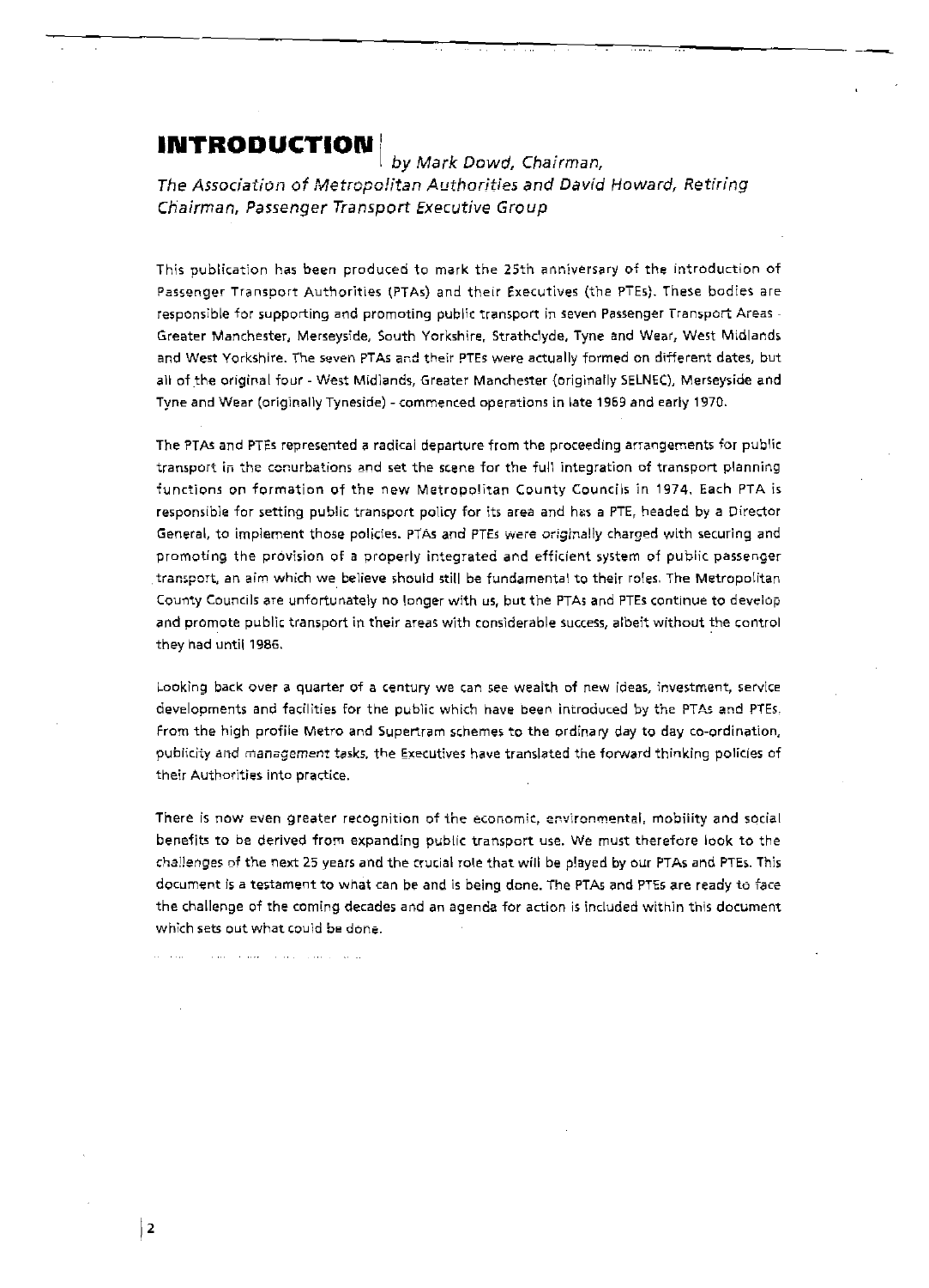# INTRODUCTION

*by Mark Dowd, Chairman, The Association of Metropolitan Authorities and David Howard, Retiring Chairman, Passenger Transport Executive Group*

This publication has been produced to mark the 25th anniversary of the introduction of Passenger Transport Authorities (PTAs) and their Executives (the PTEs). These bodies are responsible for supporting and promoting public transport in seven Passenger Transport Areas - Greater Manchester, Merseyside, South Yorkshire, Strathclyde, Tyne and Wear, West Midlands and West Yorkshire. The seven PTAs and their PTEs were actually formed on different dates, but all of the original four - West Midlands, Greater Manchester (originally SELNEC), Merseyside and Tyne and Wear (originally Tyneside) - commenced operations in late 1969 and early 1970.

The PTAs and PTEs represented a radical departure from the proceeding arrangements for public transport in the conurbations and set the scene for the full integration of transport planning functions on formation of the new Metropolitan County Councils in 1974. Each PTA is responsible for setting public transport policy for its area and has a PTE, headed by a Director General, to implement those policies. PTAs and PTEs were originally charged with securing and promoting the provision of a properly integrated and efficient system of public passenger transport, an aim which we believe should still be fundamental to their roles. The Metropolitan County Councils are unfortunately no longer with us, but the PTAs and PTEs continue to develop and promote public transport in their areas with considerable success, albeit without the control they had until 1986.

Looking back over a quarter of a century we can see wealth of new ideas, investment, service developments and facilities for the public which have been introduced by the PTAs and PTEs. From the high profile Metro and Supertram schemes to the ordinary day to day co-ordination, publicity and management tasks, the Executives have translated the forward thinking policies of their Authorities into practice.

There is now even greater recognition of the economic, environmental, mobility and social benefits to be derived from expanding public transport use. We must therefore look to the challenges of the next 25 years and the crucial role that will be played by our PTAs and PTEs. This document is a testament to what can be and is being done. The PTAs and PTEs are ready to face the challenge of the coming decades and an agenda for action is included within this document which sets out what could be done.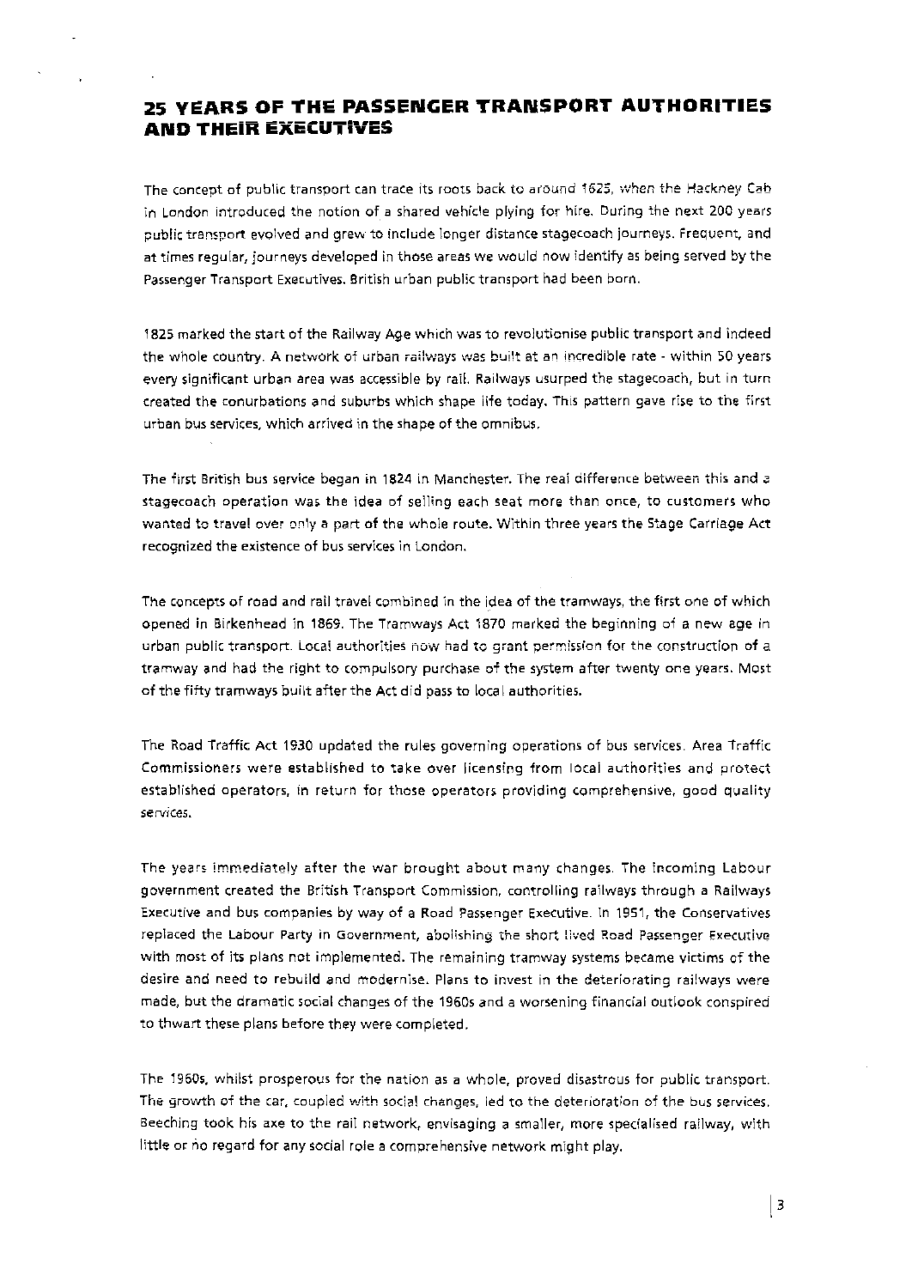## 25 YEARS OF THE PASSENGER TRANSPORT AUTHORITIES AND THEIR EXECUTIVES

The concept of public transport can trace its roots back to around 1625, when the Hackney Cab in London introduced the notion of a shared vehicle plying for hire. During the next 200 years public transport evolved and grew to include longer distance stagecoach journeys. Frequent, and at times regular, journeys developed in those areas we would now identify as being served by the Passenger Transport Executives. British urban public transport had been born.

1825 marked the start of the Railway Age which was to revolutionise public transport and indeed the whole country. A network of urban railways was built at an incredible rate - within 50 years every significant urban area was accessible by rail. Railways usurped the stagecoach, but in turn created the conurbations and suburbs which shape life today. This pattern gave rise to the first urban bus services, which arrived in the shape of the omnibus.

The first British bus service began in 1824 in Manchester. The real difference between this and a stagecoach operation was the idea of selling each seat more than once, to customers who wanted to travel over only a part of the whole route. Within three years the Stage Carriage Act recognized the existence of bus services in London.

The concepts of road and rail travel combined in the idea of the tramways, the first one of which opened in Birkenhead in 1869. The Tramways Act 1870 marked the beginning of a new age in urban public transport. Local authorities now had to grant permission for the construction of a tramway and had the right to compulsory purchase of the system after twenty one years. Most of the fifty tramways built after the Act did pass to local authorities.

The Road Traffic Act 1930 updated the rules governing operations of bus services. Area Traffic Commissioners were established to take over licensing from local authorities and protect established operators, in return for those operators providing comprehensive, good quality services.

The years immediately after the war brought about many changes. The incoming Labour government created the British Transport Commission, controlling railways through a Railways Executive and bus companies by way of a Road Passenger Executive. In 1951, the Conservatives replaced the Labour Party in Government, abolishing the short lived Road Passenger Executive with most of its plans not implemented. The remaining tramway systems became victims of the desire and need to rebuild and modernise. Plans to invest in the deteriorating railways were made, but the dramatic social changes of the 1960s and a worsening financial outlook conspired to thwart these plans before they were completed.

The 1960s, whilst prosperous for the nation as a whole, proved disastrous for public transport. The growth of the car, coupled with social changes, led to the deterioration of the bus services. Beeching took his axe to the rail network, envisaging a smaller, more specialised railway, with little or no regard for any social role a comprehensive network might play.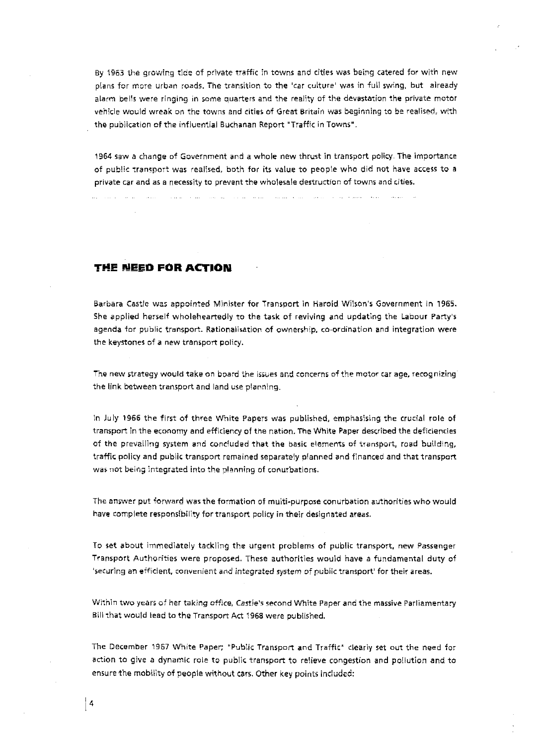By 1963 the growing tide of private traffic in towns and cities was being catered for with new plans for more urban roads. The transition to the 'car culture' was in full swing, but already alarm bells were ringing in some quarters and the reality of the devastation the private motor vehicle would wreak on the towns and cities of Great Britain was beginning to be realised, with the publication of the influential Buchanan Report "Traffic in Towns".

1964 saw a change of Government and a whole new thrust in transport policy. The importance of public transport was realised, both for its value to people who did not have access to a private car and as a necessity to prevent the wholesale destruction of towns and cities.

## THE NEED FOR ACTION

Barbara Castle was appointed Minister for Transport in Harold Wilson's Government in 1965. She applied herself wholeheartedly to the task of reviving and updating the Labour Party's agenda for public transport. Rationalisation of ownership, co-ordination and integration were the keystones of a new transport policy.

The new strategy would take on board the issues and concerns of the motor car age, recognizing the link between transport and land use planning.

In July 1966 the first of three White Papers was published, emphasising the crucial role of transport in the economy and efficiency of the nation. The White Paper described the deficiencies of the prevailing system and concluded that the basic elements of transport, road building, traffic policy and public transport remained separately planned and financed and that transport was not being integrated into the planning of conurbations.

The answer put forward was the formation of multi-purpose conurbation authorities who would have complete responsibility for transport policy in their designated areas.

To set about immediately tackling the urgent problems of public transport, new Passenger Transport Authorities were proposed. These authorities would have a fundamental duty of 'securing an efficient, convenient and integrated system of public transport' for their areas.

Within two years of her taking office, Castle's second White Paper and the massive Parliamentary Bill that would lead to the Transport Act 1968 were published.

The December 1967 White Paper; "Public Transport and Traffic" clearly set out the need for action to give a dynamic role to public transport to relieve congestion and pollution and to ensure the mobility of people without cars. Other key points included: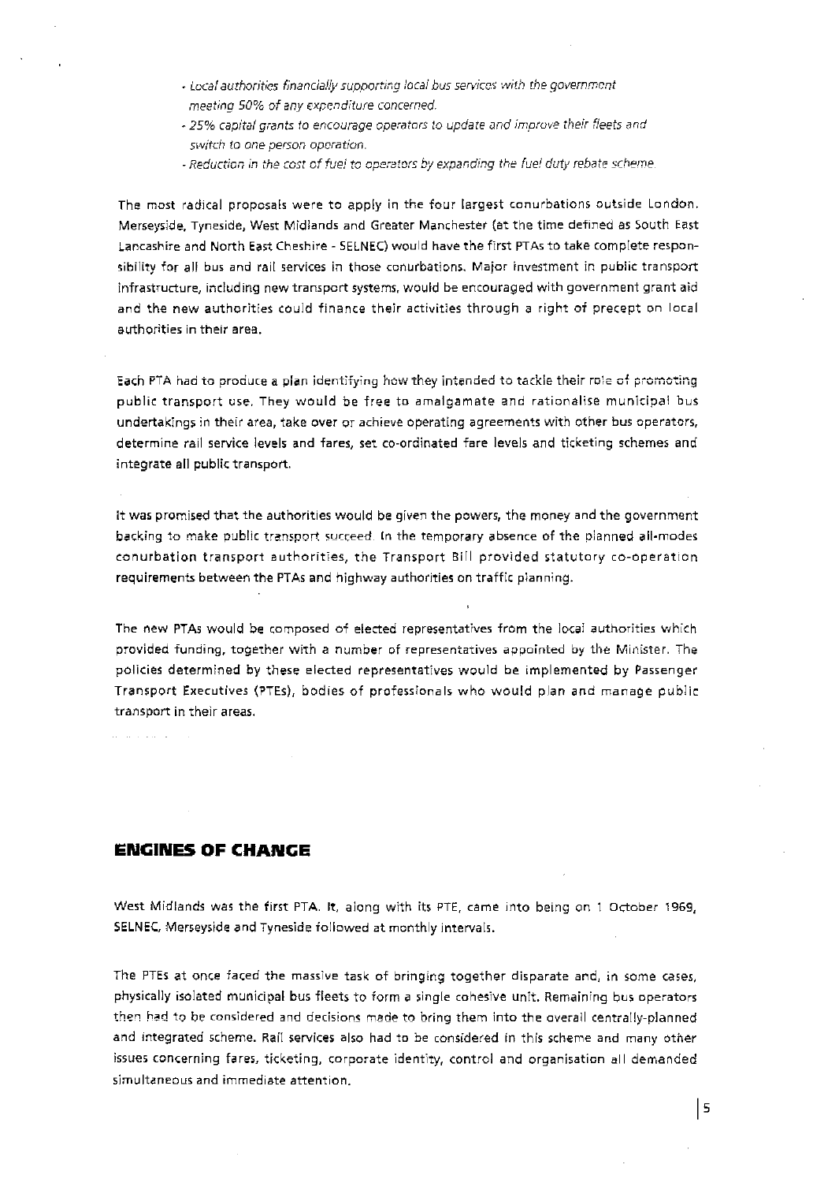- *Local authorities financially supporting local bus services with the government meeting 50% of any expenditure concerned.*
- *25% capital grants to encourage operators to update and improve their fleets and switch to one person operation.*
- *Reduction in the cost of fuel to operators by expanding the fuel duty rebate scheme.*

The most radical proposals were to apply in the four largest conurbations outside London. Merseyside, Tyneside, West Midlands and Greater Manchester (at the time defined as South East Lancashire and North East Cheshire - SELNEC) would have the first PTAs to take complete responsibility for all bus and rail services in those conurbations. Major investment in public transport infrastructure, including new transport systems, would be encouraged with government grant aid and the new authorities could finance their activities through a right of precept on local authorities in their area.

Each PTA had to produce a plan identifying how they intended to tackle their role of promoting public transport use. They would be free to amalgamate and rationalise municipal bus undertakings in their area, take over or achieve operating agreements with other bus operators, determine rail service levels and fares, set co-ordinated fare levels and ticketing schemes and integrate all public transport.

It was promised that the authorities would be given the powers, the money and the government backing to make public transport succeed. In the temporary absence of the planned all-modes conurbation transport authorities, the Transport Bill provided statutory co-operation requirements between the PTAs and highway authorities on traffic planning.

The new PTAs would be composed of elected representatives from the local authorities which provided funding, together with a number of representatives appointed by the Minister. The policies determined by these elected representatives would be implemented by Passenger Transport Executives (PTEs), bodies of professionals who would plan and manage public transport in their areas.

## ENGINES OF CHANGE

West Midlands was the first PTA. It, along with its PTE, came into being on 1 October 1969, SELNEC, Merseyside and Tyneside followed at monthly intervals.

The PTEs at once faced the massive task of bringing together disparate and, in some cases, physically isolated municipal bus fleets to form a single cohesive unit. Remaining bus operators then had to be considered and decisions made to bring them into the overall centrally-planned and integrated scheme. Rail services also had to be considered in this scheme and many other issues concerning fares, ticketing, corporate identity, control and organisation all demanded simultaneous and immediate attention.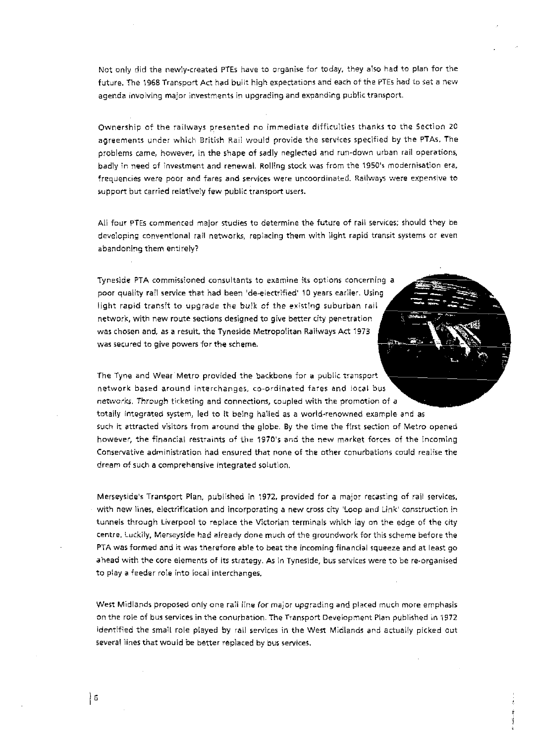Not only did the newly-created PTEs have to organise for today, they also had to plan for the future. The 1968 Transport Act had built high expectations and each of the PTEs had to set a new agenda involving major investments in upgrading and expanding public transport.

Ownership of the railways presented no immediate difficulties thanks to the Section 20 agreements under which British Rail would provide the services specified by the PTAs. The problems came, however, in the shape of sadly neglected and run-down urban rail operations, badly in need of investment and renewal. Rolling stock was from the 1950's modernisation era, frequencies were poor and fares and services were uncoordinated. Railways were expensive to support but carried relatively few public transport users.

All four PTEs commenced major studies to determine the future of rail services; should they be developing conventional rail networks, replacing them with light rapid transit systems or even abandoning them entirely?

Tyneside PTA commissioned consultants to examine its options concerning a poor quality rail service that had been 'de-electrified' 10 years earlier. Using light rapid transit to upgrade the bulk of the existing suburban rail network, with new route sections designed to give better city penetration was chosen and, as a result, the Tyneside Metropolitan Railways Act 1973 was secured to give powers for the scheme.

The Tyne and Wear Metro provided the backbone for a public transport network based around interchanges, co-ordinated fares and local bus networks. Through ticketing and connections, coupled with the promotion of a totally integrated system, led to it being hailed as a world-renowned example and as such it attracted visitors from around the globe. By the time the first section of Metro opened however, the financial restraints of the 1970's and the new market forces of the incoming Conservative administration had ensured that none of the other conurbations could realise the dream of such a comprehensive integrated solution.

Merseyside's Transport Plan, published in 1972, provided for a major recasting of rail services, with new lines, electrification and incorporating a new cross city 'Loop and Link' construction in tunnels through Liverpool to replace the Victorian terminals which lay on the edge of the city centre. Luckily, Merseyside had already done much of the groundwork for this scheme before the PTA was formed and it was therefore able to beat the incoming financial squeeze and at least go ahead with the core elements of its strategy. As in Tyneside, bus services were to be re-organised to play a feeder role into local interchanges.

West Midlands proposed only one rail line for major upgrading and placed much more emphasis on the role of bus services in the conurbation. The Transport Development Plan published in 1972 identified the small role played by rail services in the West Midlands and actually picked out several lines that would be better replaced by bus services.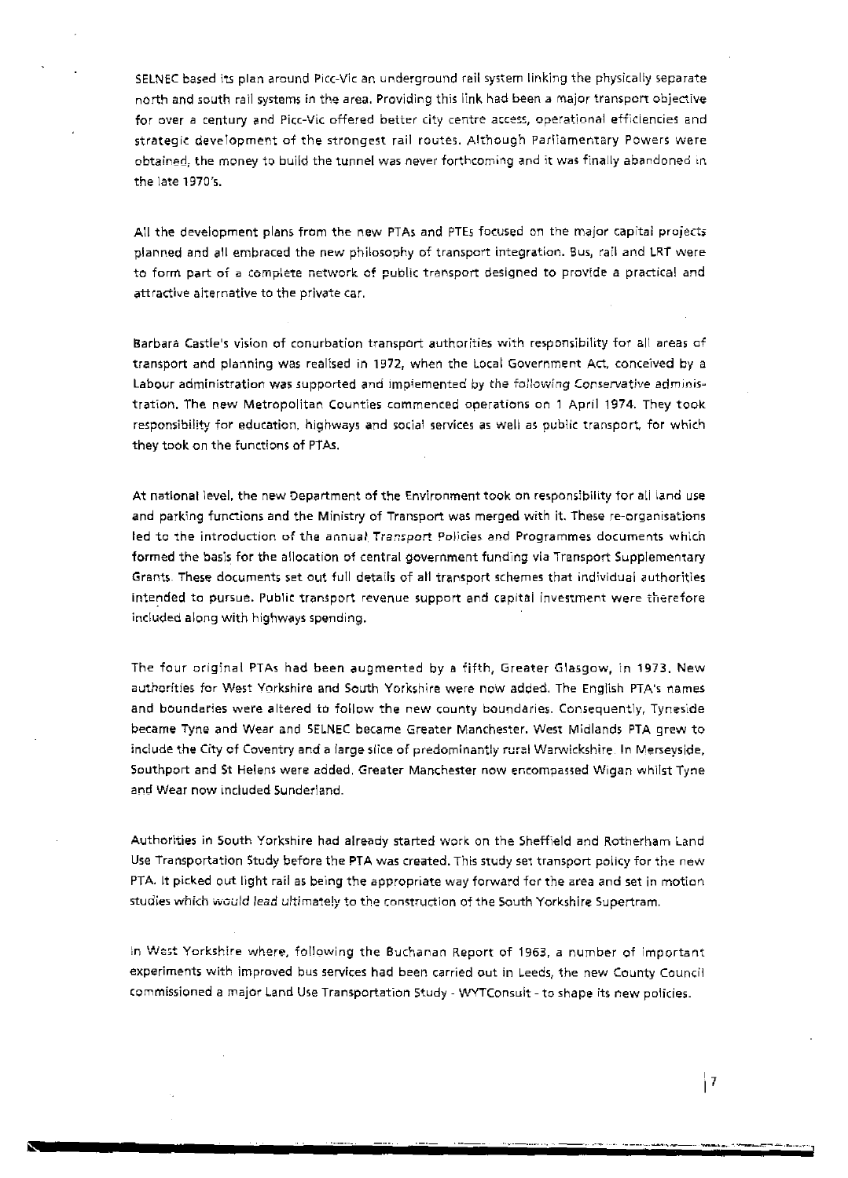SELNEC based its plan around Picc-Vic an underground rail system linking the physically separate north and south rail systems in the area. Providing this link had been a major transport objective for over a century and Picc-Vic offered better city centre access, operational efficiencies and strategic development of the strongest rail routes. Although Parliamentary Powers were obtained, the money to build the tunnel was never forthcoming and it was finally abandoned in the late 1970's.

All the development plans from the new PTAs and PTEs focused on the major capital projects planned and all embraced the new philosophy of transport integration. Bus, rail and LRT were to form part of a complete network of public transport designed to provide a practical and attractive alternative to the private car.

Barbara Castle's vision of conurbation transport authorities with responsibility for all areas of transport and planning was realised in 1972, when the Local Government Act, conceived by a Labour administration was supported and implemented by the following Conservative administration. The new Metropolitan Counties commenced operations on 1 April 1974. They took responsibility for education, highways and social services as well as public transport, for which they took on the functions of PTAs.

At national level, the new Department of the Environment took on responsibility for all land use and parking functions and the Ministry of Transport was merged with it. These re-organisations led to the introduction of the annual Transport Policies and Programmes documents which formed the basis for the allocation of central government funding via Transport Supplementary Grants. These documents set out full details of all transport schemes that individual authorities intended to pursue. Public transport revenue support and capital investment were therefore included along with highways spending.

The four original PTAs had been augmented by a fifth, Greater Glasgow, in 1973. New authorities for West Yorkshire and South Yorkshire were now added. The English PTA's names and boundaries were altered to follow the new county boundaries. Consequently, Tyneside became Tyne and Wear and SELNEC became Greater Manchester. West Midlands PTA grew to include the City of Coventry and a large slice of predominantly rural Warwickshire. In Merseyside, Southport and St Helens were added. Greater Manchester now encompassed Wigan whilst Tyne and Wear now included Sunderland.

Authorities in South Yorkshire had already started work on the Sheffield and Rotherham Land Use Transportation Study before the PTA was created. This study set transport policy for the new PTA. It picked out light rail as being the appropriate way forward for the area and set in motion studies which would lead ultimately to the construction of the South Yorkshire Supertram.

In West Yorkshire where, following the Buchanan Report of 1963, a number of important experiments with improved bus services had been carried out in Leeds, the new County Council commissioned a major Land Use Transportation Study - WYTConsult - to shape its new policies.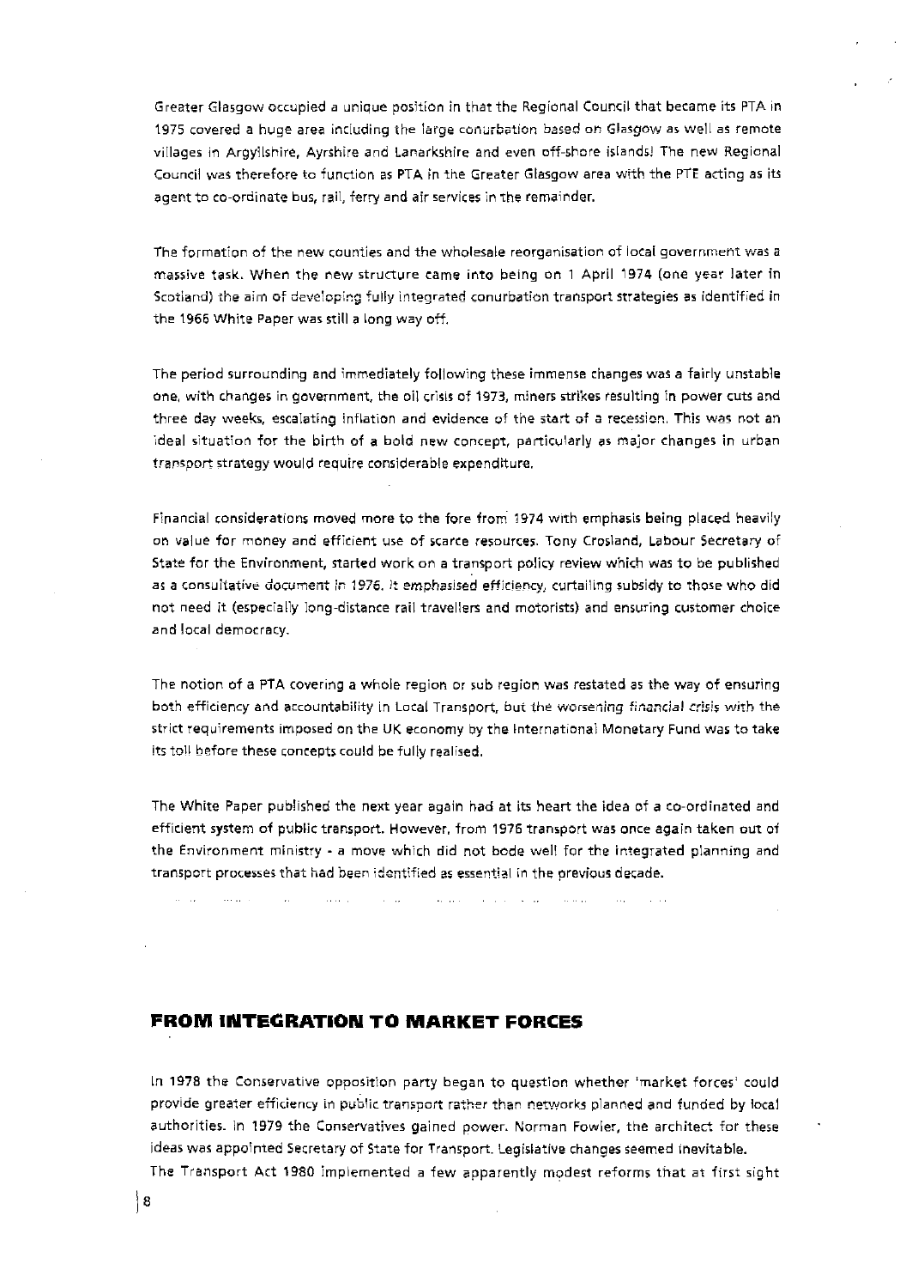Greater Glasgow occupied a unique position in that the Regional Council that became its PTA in 1975 covered a huge area including the large conurbation based on Glasgow as well as remote villages in Argyllshire, Ayrshire and Lanarkshire and even off-shore islands! The new Regional Council was therefore to function as PTA in the Greater Glasgow area with the PTE acting as its agent to co-ordinate bus, rail, ferry and air services in the remainder.

The formation of the new counties and the wholesale reorganisation of local government was a massive task. When the new structure came into being on 1 April 1974 (one year later in Scotland) the aim of developing fully integrated conurbation transport strategies as identified in the 1966 White Paper was still a long way off.

The period surrounding and immediately following these immense changes was a fairly unstable one, with changes in government, the oil crisis of 1973, miners strikes resulting in power cuts and three day weeks, escalating inflation and evidence of the start of a recession. This was not an ideal situation for the birth of a bold new concept, particularly as major changes in urban transport strategy would require considerable expenditure.

Financial considerations moved more to the fore from 1974 with emphasis being placed heavily on value for money and efficient use of scarce resources. Tony Crosland, Labour Secretary of State for the Environment, started work on a transport policy review which was to be published as a consultative document in 1976. It emphasised efficiency, curtailing subsidy to those who did not need it (especially long-distance rail travellers and motorists) and ensuring customer choice and local democracy.

The notion of a PTA covering a whole region or sub region was restated as the way of ensuring both efficiency and accountability in Local Transport, but the worsening financial crisis with the strict requirements imposed on the UK economy by the International Monetary Fund was to take its toll before these concepts could be fully realised.

The White Paper published the next year again had at its heart the idea of a co-ordinated and efficient system of public transport. However, from 1976 transport was once again taken out of the Environment ministry - a move which did not bode well for the integrated planning and transport processes that had been identified as essential in the previous decade.

## FROM INTEGRATION TO MARKET FORCES

In 1978 the Conservative opposition party began to question whether 'market forces' could provide greater efficiency in public transport rather than networks planned and funded by local authorities. In 1979 the Conservatives gained power. Norman Fowler, the architect for these ideas was appointed Secretary of State for Transport. Legislative changes seemed inevitable.
The Transport Act 1980 implemented a few apparently modest reforms that at first sight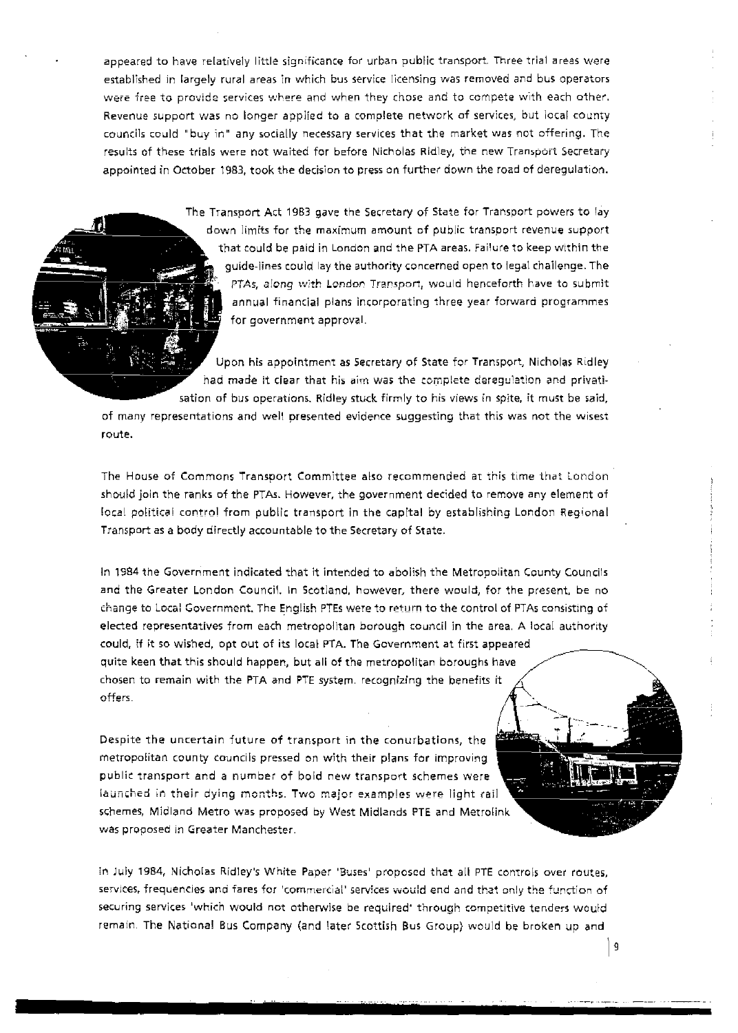appeared to have relatively little significance for urban public transport. Three trial areas were established in largely rural areas in which bus service licensing was removed and bus operators were free to provide services where and when they chose and to compete with each other. Revenue support was no longer applied to a complete network of services, but local county councils could "buy in" any socially necessary services that the market was not offering. The results of these trials were not waited for before Nicholas Ridley, the new Transport Secretary appointed in October 1983, took the decision to press on further down the road of deregulation.

The Transport Act 1983 gave the Secretary of State for Transport powers to lay down limits for the maximum amount of public transport revenue support that could be paid in London and the PTA areas. Failure to keep within the guide-lines could lay the authority concerned open to legal challenge. The PTAs, along with London Transport, would henceforth have to submit annual financial plans incorporating three year forward programmes for government approval.

Upon his appointment as Secretary of State for Transport, Nicholas Ridley had made it clear that his aim was the complete deregulation and privatisation of bus operations. Ridley stuck firmly to his views in spite, it must be said, of many representations and well presented evidence suggesting that this was not the wisest route.

The House of Commons Transport Committee also recommended at this time that London should join the ranks of the PTAs. However, the government decided to remove any element of local political control from public transport in the capital by establishing London Regional Transport as a body directly accountable to the Secretary of State.

In 1984 the Government indicated that it intended to abolish the Metropolitan County Councils and the Greater London Council. In Scotland, however, there would, for the present, be no change to Local Government. The English PTEs were to return to the control of PTAs consisting of elected representatives from each metropolitan borough council in the area. A local authority could, if it so wished, opt out of its local PTA. The Government at first appeared quite keen that this should happen, but all of the metropolitan boroughs have chosen to remain with the PTA and PTE system, recognizing the benefits it offers.

Despite the uncertain future of transport in the conurbations, the metropolitan county councils pressed on with their plans for improving public transport and a number of bold new transport schemes were launched in their dying months. Two major examples were light rail schemes, Midland Metro was proposed by West Midlands PTE and Metrolink was proposed in Greater Manchester.

In July 1984, Nicholas Ridley's White Paper 'Buses' proposed that all PTE controls over routes, services, frequencies and fares for 'commercial' services would end and that only the function of securing services 'which would not otherwise be required' through competitive tenders would remain. The National Bus Company (and later Scottish Bus Group) would be broken up and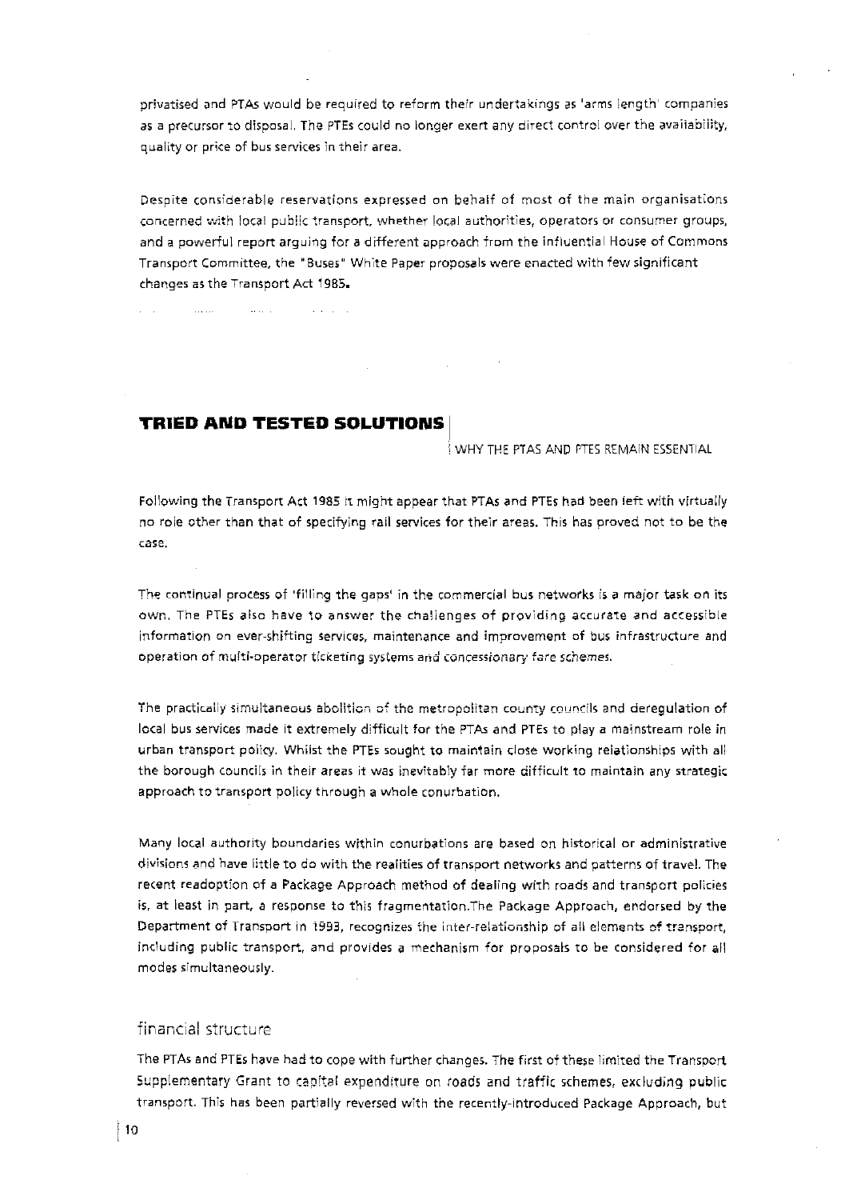privatised and PTAs would be required to reform their undertakings as 'arms length' companies as a precursor to disposal. The PTEs could no longer exert any direct control over the availability, quality or price of bus services in their area.

Despite considerable reservations expressed on behalf of most of the main organisations concerned with local public transport, whether local authorities, operators or consumer groups, and a powerful report arguing for a different approach from the influential House of Commons Transport Committee, the "Buses" White Paper proposals were enacted with few significant changes as the Transport Act 1985.

## TRIED AND TESTED SOLUTIONS

WHY THE PTAS AND PTES REMAIN ESSENTIAL

Following the Transport Act 1985 it might appear that PTAs and PTEs had been left with virtually no role other than that of specifying rail services for their areas. This has proved not to be the case.

The continual process of 'filling the gaps' in the commercial bus networks is a major task on its own. The PTEs also have to answer the challenges of providing accurate and accessible information on ever-shifting services, maintenance and improvement of bus infrastructure and operation of multi-operator ticketing systems and concessionary fare schemes.

The practically simultaneous abolition of the metropolitan county councils and deregulation of local bus services made it extremely difficult for the PTAs and PTEs to play a mainstream role in urban transport policy. Whilst the PTEs sought to maintain close working relationships with all the borough councils in their areas it was inevitably far more difficult to maintain any strategic approach to transport policy through a whole conurbation.

Many local authority boundaries within conurbations are based on historical or administrative divisions and have little to do with the realities of transport networks and patterns of travel. The recent readoption of a Package Approach method of dealing with roads and transport policies is, at least in part, a response to this fragmentation.The Package Approach, endorsed by the Department of Transport in 1993, recognizes the inter-relationship of all elements of transport, including public transport, and provides a mechanism for proposals to be considered for all modes simultaneously.

### financial structure

The PTAs and PTEs have had to cope with further changes. The first of these limited the Transport Supplementary Grant to capital expenditure on roads and traffic schemes, excluding public transport. This has been partially reversed with the recently-introduced Package Approach, but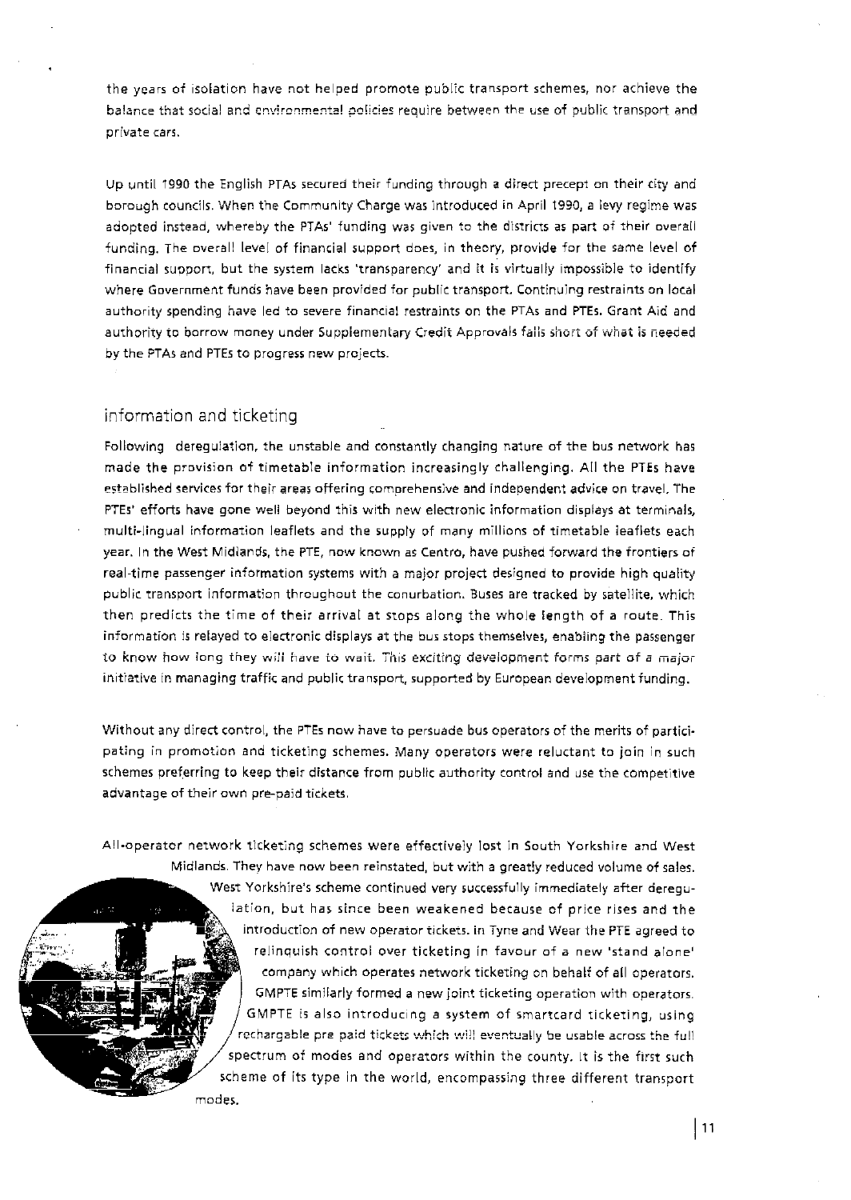the years of isolation have not helped promote public transport schemes, nor achieve the balance that social and environmental policies require between the use of public transport and private cars.

Up until 1990 the English PTAs secured their funding through a direct precept on their city and borough councils. When the Community Charge was introduced in April 1990, a levy regime was adopted instead, whereby the PTAs' funding was given to the districts as part of their overall funding. The overall level of financial support does, in theory, provide for the same level of financial support, but the system lacks 'transparency' and it is virtually impossible to identify where Government funds have been provided for public transport. Continuing restraints on local authority spending have led to severe financial restraints on the PTAs and PTEs. Grant Aid and authority to borrow money under Supplementary Credit Approvals falls short of what is needed by the PTAs and PTEs to progress new projects.

## information and ticketing

Following deregulation, the unstable and constantly changing nature of the bus network has made the provision of timetable information increasingly challenging. All the PTEs have established services for their areas offering comprehensive and independent advice on travel. The PTEs' efforts have gone well beyond this with new electronic information displays at terminals, multi-lingual information leaflets and the supply of many millions of timetable leaflets each year. In the West Midlands, the PTE, now known as Centro, have pushed forward the frontiers of real-time passenger information systems with a major project designed to provide high quality public transport information throughout the conurbation. Buses are tracked by satellite, which then predicts the time of their arrival at stops along the whole length of a route. This information is relayed to electronic displays at the bus stops themselves, enabling the passenger to know how long they will have to wait. This exciting development forms part of a major initiative in managing traffic and public transport, supported by European development funding.

Without any direct control, the PTEs now have to persuade bus operators of the merits of participating in promotion and ticketing schemes. Many operators were reluctant to join in such schemes preferring to keep their distance from public authority control and use the competitive advantage of their own pre-paid tickets.

All-operator network ticketing schemes were effectively lost in South Yorkshire and West Midlands. They have now been reinstated, but with a greatly reduced volume of sales. West Yorkshire's scheme continued very successfully immediately after deregulation, but has since been weakened because of price rises and the introduction of new operator tickets. In Tyne and Wear the PTE agreed to relinquish control over ticketing in favour of a new 'stand alone' company which operates network ticketing on behalf of all operators. GMPTE similarly formed a new joint ticketing operation with operators. GMPTE is also introducing a system of smartcard ticketing, using rechargable pre paid tickets which will eventually be usable across the full spectrum of modes and operators within the county. It is the first such scheme of its type in the world, encompassing three different transport modes.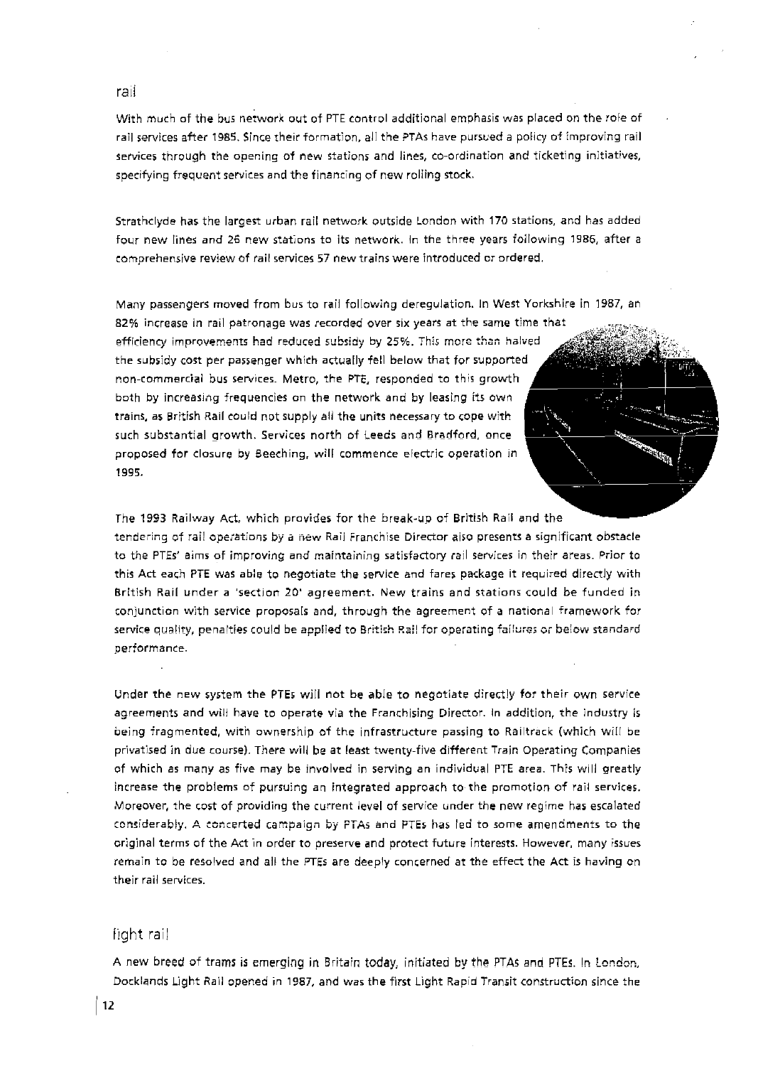## rail

With much of the bus network out of PTE control additional emphasis was placed on the role of rail services after 1985. Since their formation, all the PTAs have pursued a policy of improving rail services through the opening of new stations and lines, co-ordination and ticketing initiatives, specifying frequent services and the financing of new rolling stock.

Strathclyde has the largest urban rail network outside London with 170 stations, and has added four new lines and 26 new stations to its network. In the three years following 1986, after a comprehensive review of rail services 57 new trains were introduced or ordered.

Many passengers moved from bus to rail following deregulation. In West Yorkshire in 1987, an 82% increase in rail patronage was recorded over six years at the same time that efficiency improvements had reduced subsidy by 25%. This more than halved the subsidy cost per passenger which actually fell below that for supported non-commercial bus services. Metro, the PTE, responded to this growth both by increasing frequencies on the network and by leasing its own trains, as British Rail could not supply all the units necessary to cope with such substantial growth. Services north of Leeds and Bradford, once proposed for closure by Beeching, will commence electric operation in 1995.

The 1993 Railway Act, which provides for the break-up of British Rail and the tendering of rail operations by a new Rail Franchise Director also presents a significant obstacle to the PTEs' aims of improving and maintaining satisfactory rail services in their areas. Prior to this Act each PTE was able to negotiate the service and fares package it required directly with British Rail under a 'section 20' agreement. New trains and stations could be funded in conjunction with service proposals and, through the agreement of a national framework for service quality, penalties could be applied to British Rail for operating failures or below standard performance.

Under the new system the PTEs will not be able to negotiate directly for their own service agreements and will have to operate via the Franchising Director. In addition, the industry is being fragmented, with ownership of the infrastructure passing to Railtrack (which will be privatised in due course). There will be at least twenty-five different Train Operating Companies of which as many as five may be involved in serving an individual PTE area. This will greatly increase the problems of pursuing an integrated approach to the promotion of rail services. Moreover, the cost of providing the current level of service under the new regime has escalated considerably. A concerted campaign by PTAs and PTEs has led to some amendments to the original terms of the Act in order to preserve and protect future interests. However, many issues remain to be resolved and all the PTEs are deeply concerned at the effect the Act is having on their rail services.

## light rail

A new breed of trams is emerging in Britain today, initiated by the PTAs and PTEs. In London, Docklands Light Rail opened in 1987, and was the first Light Rapid Transit construction since the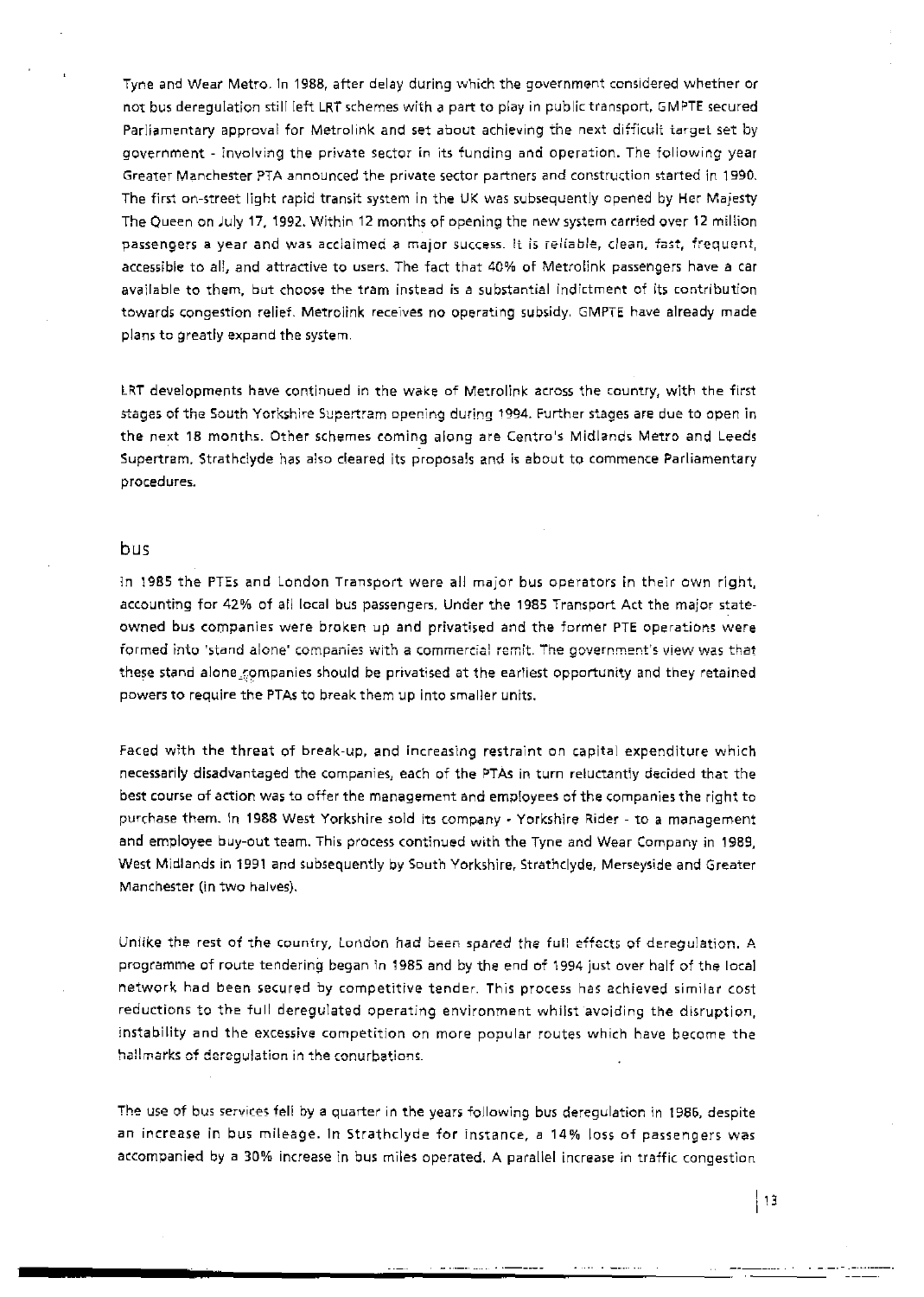Tyne and Wear Metro. In 1988, after delay during which the government considered whether or not bus deregulation still left LRT schemes with a part to play in public transport, GMPTE secured Parliamentary approval for Metrolink and set about achieving the next difficult target set by government - involving the private sector in its funding and operation. The following year Greater Manchester PTA announced the private sector partners and construction started in 1990. The first on-street light rapid transit system in the UK was subsequently opened by Her Majesty The Queen on July 17, 1992. Within 12 months of opening the new system carried over 12 million passengers a year and was acclaimed a major success. It is reliable, clean, fast, frequent, accessible to all, and attractive to users. The fact that 40% of Metrolink passengers have a car available to them, but choose the tram instead is a substantial indictment of its contribution towards congestion relief. Metrolink receives no operating subsidy. GMPTE have already made plans to greatly expand the system.

LRT developments have continued in the wake of Metrolink across the country, with the first stages of the South Yorkshire Supertram opening during 1994. Further stages are due to open in the next 18 months. Other schemes coming along are Centro's Midlands Metro and Leeds Supertram. Strathclyde has also cleared its proposals and is about to commence Parliamentary procedures.

## bus

In 1985 the PTEs and London Transport were all major bus operators in their own right, accounting for 42% of all local bus passengers. Under the 1985 Transport Act the major state-owned bus companies were broken up and privatised and the former PTE operations were formed into 'stand alone' companies with a commercial remit. The government's view was that these stand alone companies should be privatised at the earliest opportunity and they retained powers to require the PTAs to break them up into smaller units.

Faced with the threat of break-up, and increasing restraint on capital expenditure which necessarily disadvantaged the companies, each of the PTAs in turn reluctantly decided that the best course of action was to offer the management and employees of the companies the right to purchase them. In 1988 West Yorkshire sold its company - Yorkshire Rider - to a management and employee buy-out team. This process continued with the Tyne and Wear Company in 1989, West Midlands in 1991 and subsequently by South Yorkshire, Strathclyde, Merseyside and Greater Manchester (in two halves).

Unlike the rest of the country, London had been spared the full effects of deregulation. A programme of route tendering began in 1985 and by the end of 1994 just over half of the local network had been secured by competitive tender. This process has achieved similar cost reductions to the full deregulated operating environment whilst avoiding the disruption, instability and the excessive competition on more popular routes which have become the hallmarks of deregulation in the conurbations.

The use of bus services fell by a quarter in the years following bus deregulation in 1986, despite an increase in bus mileage. In Strathclyde for instance, a 14% loss of passengers was accompanied by a 30% increase in bus miles operated. A parallel increase in traffic congestion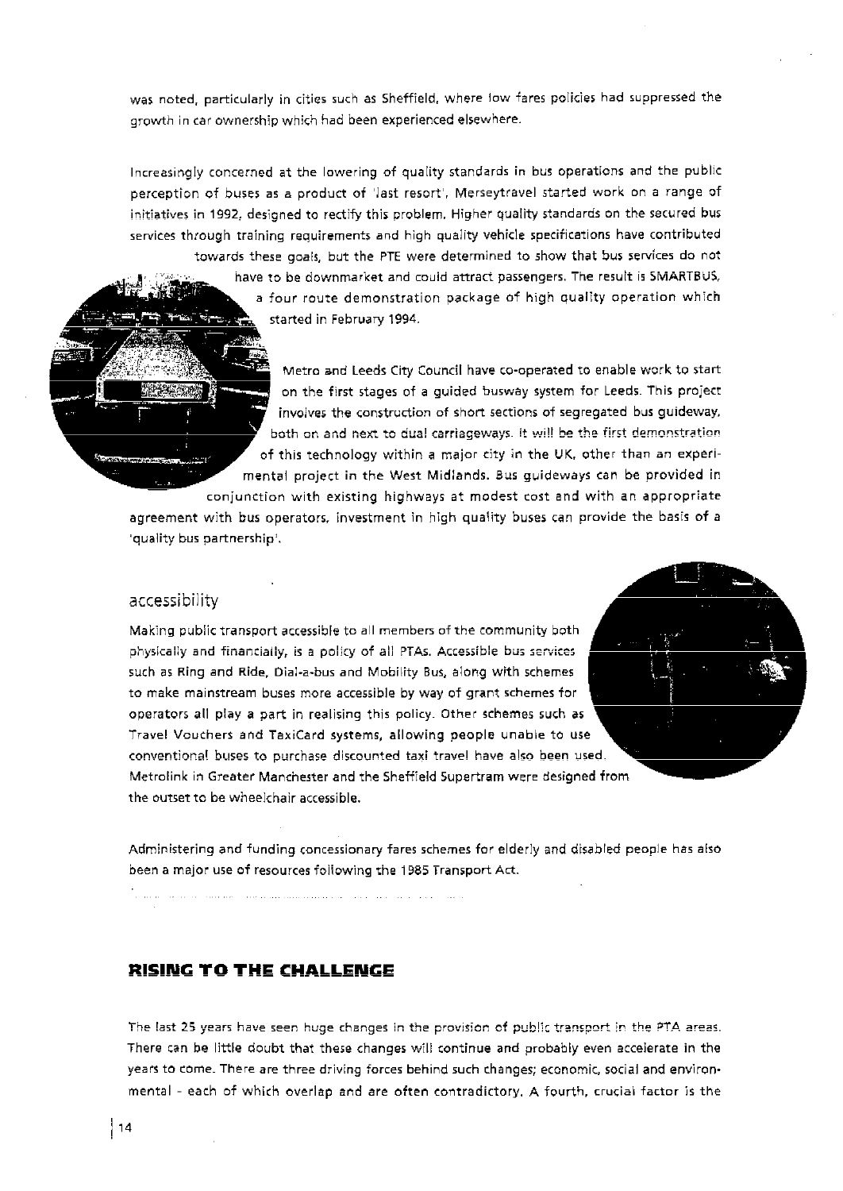was noted, particularly in cities such as Sheffield, where low fares policies had suppressed the growth in car ownership which had been experienced elsewhere.

Increasingly concerned at the lowering of quality standards in bus operations and the public perception of buses as a product of 'last resort', Merseytravel started work on a range of initiatives in 1992, designed to rectify this problem. Higher quality standards on the secured bus services through training requirements and high quality vehicle specifications have contributed towards these goals, but the PTE were determined to show that bus services do not have to be downmarket and could attract passengers. The result is SMARTBUS, a four route demonstration package of high quality operation which started in February 1994.

Metro and Leeds City Council have co-operated to enable work to start on the first stages of a guided busway system for Leeds. This project involves the construction of short sections of segregated bus guideway, both on and next to dual carriageways. It will be the first demonstration of this technology within a major city in the UK, other than an experimental project in the West Midlands. Bus guideways can be provided in conjunction with existing highways at modest cost and with an appropriate agreement with bus operators, investment in high quality buses can provide the basis of a 'quality bus partnership'.

## accessibility

Making public transport accessible to all members of the community both physically and financially, is a policy of all PTAs. Accessible bus services such as Ring and Ride, Dial-a-bus and Mobility Bus, along with schemes to make mainstream buses more accessible by way of grant schemes for operators all play a part in realising this policy. Other schemes such as Travel Vouchers and TaxiCard systems, allowing people unable to use conventional buses to purchase discounted taxi travel have also been used. Metrolink in Greater Manchester and the Sheffield Supertram were designed from the outset to be wheelchair accessible.

Administering and funding concessionary fares schemes for elderly and disabled people has also been a major use of resources following the 1985 Transport Act.

# RISING TO THE CHALLENGE

The last 25 years have seen huge changes in the provision of public transport in the PTA areas. There can be little doubt that these changes will continue and probably even accelerate in the years to come. There are three driving forces behind such changes; economic, social and environmental - each of which overlap and are often contradictory. A fourth, crucial factor is the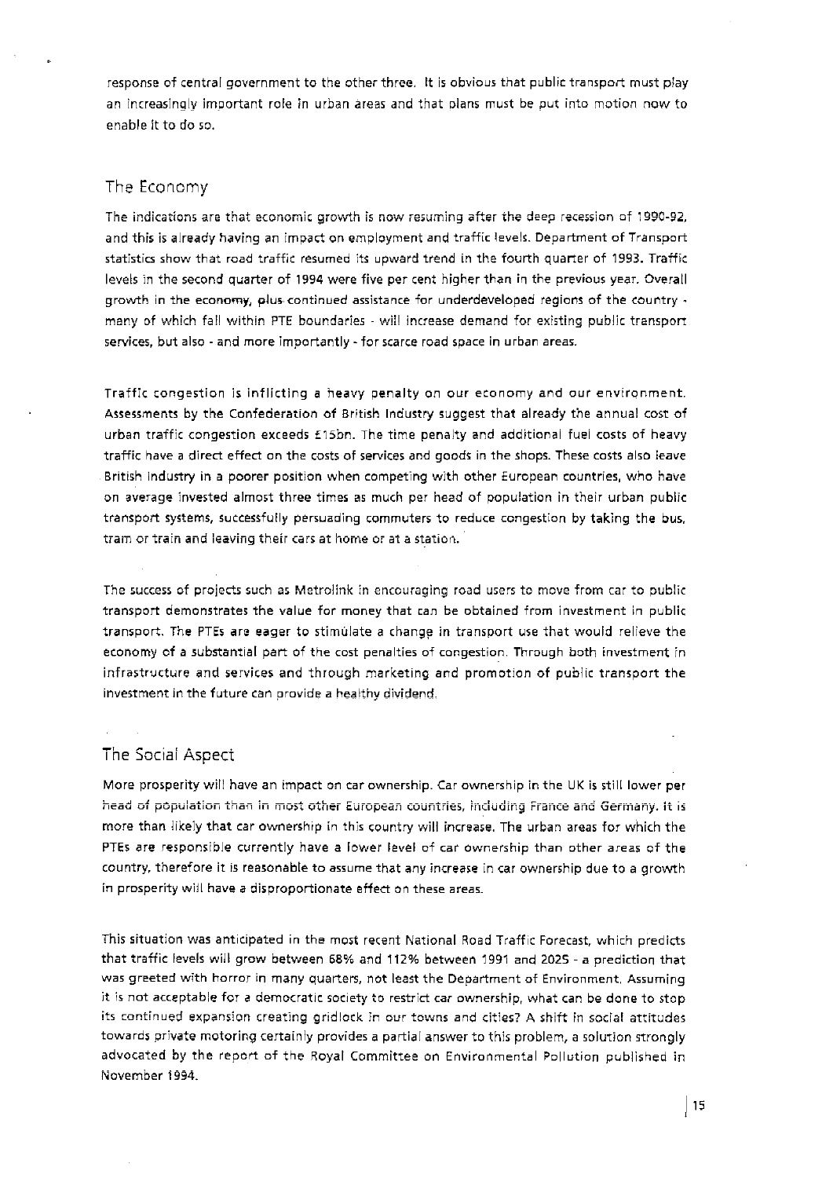response of central government to the other three. It is obvious that public transport must play an increasingly important role in urban areas and that plans must be put into motion now to enable it to do so.

## The Economy

The indications are that economic growth is now resuming after the deep recession of 1990-92, and this is already having an impact on employment and traffic levels. Department of Transport statistics show that road traffic resumed its upward trend in the fourth quarter of 1993. Traffic levels in the second quarter of 1994 were five per cent higher than in the previous year. Overall growth in the economy, plus continued assistance for underdeveloped regions of the country - many of which fall within PTE boundaries - will increase demand for existing public transport services, but also - and more importantly - for scarce road space in urban areas.

Traffic congestion is inflicting a heavy penalty on our economy and our environment. Assessments by the Confederation of British Industry suggest that already the annual cost of urban traffic congestion exceeds £15bn. The time penalty and additional fuel costs of heavy traffic have a direct effect on the costs of services and goods in the shops. These costs also leave British industry in a poorer position when competing with other European countries, who have on average invested almost three times as much per head of population in their urban public transport systems, successfully persuading commuters to reduce congestion by taking the bus, tram or train and leaving their cars at home or at a station.

The success of projects such as Metrolink in encouraging road users to move from car to public transport demonstrates the value for money that can be obtained from investment in public transport. The PTEs are eager to stimulate a change in transport use that would relieve the economy of a substantial part of the cost penalties of congestion. Through both investment in infrastructure and services and through marketing and promotion of public transport the investment in the future can provide a healthy dividend.

## The Social Aspect

More prosperity will have an impact on car ownership. Car ownership in the UK is still lower per head of population than in most other European countries, including France and Germany. It is more than likely that car ownership in this country will increase. The urban areas for which the PTEs are responsible currently have a lower level of car ownership than other areas of the country, therefore it is reasonable to assume that any increase in car ownership due to a growth in prosperity will have a disproportionate effect on these areas.

This situation was anticipated in the most recent National Road Traffic Forecast, which predicts that traffic levels will grow between 68% and 112% between 1991 and 2025 - a prediction that was greeted with horror in many quarters, not least the Department of Environment. Assuming it is not acceptable for a democratic society to restrict car ownership, what can be done to stop its continued expansion creating gridlock in our towns and cities? A shift in social attitudes towards private motoring certainly provides a partial answer to this problem, a solution strongly advocated by the report of the Royal Committee on Environmental Pollution published in November 1994.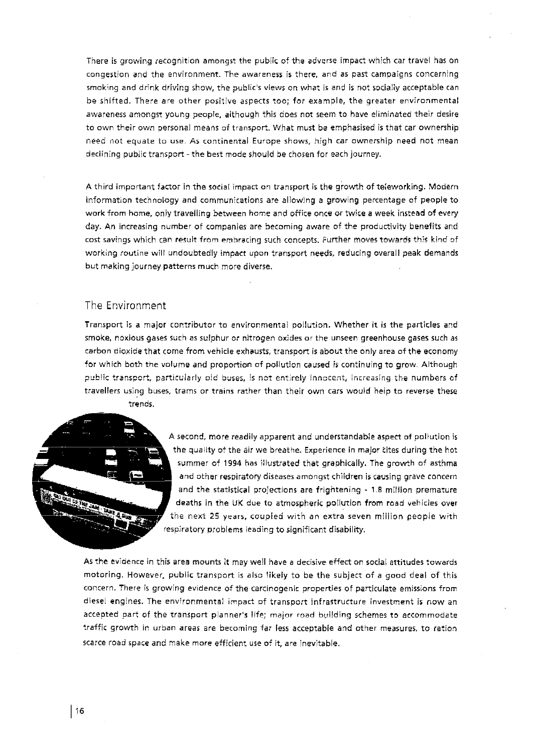There is growing recognition amongst the public of the adverse impact which car travel has on congestion and the environment. The awareness is there, and as past campaigns concerning smoking and drink driving show, the public's views on what is and is not socially acceptable can be shifted. There are other positive aspects too; for example, the greater environmental awareness amongst young people, although this does not seem to have eliminated their desire to own their own personal means of transport. What must be emphasised is that car ownership need not equate to use. As continental Europe shows, high car ownership need not mean declining public transport - the best mode should be chosen for each journey.

A third important factor in the social impact on transport is the growth of teleworking. Modern information technology and communications are allowing a growing percentage of people to work from home, only travelling between home and office once or twice a week instead of every day. An increasing number of companies are becoming aware of the productivity benefits and cost savings which can result from embracing such concepts. Further moves towards this kind of working routine will undoubtedly impact upon transport needs, reducing overall peak demands but making journey patterns much more diverse.

## The Environment

Transport is a major contributor to environmental pollution. Whether it is the particles and smoke, noxious gases such as sulphur or nitrogen oxides or the unseen greenhouse gases such as carbon dioxide that come from vehicle exhausts, transport is about the only area of the economy for which both the volume and proportion of pollution caused is continuing to grow. Although public transport, particularly old buses, is not entirely innocent, increasing the numbers of travellers using buses, trams or trains rather than their own cars would help to reverse these trends.

A second, more readily apparent and understandable aspect of pollution is the quality of the air we breathe. Experience in major cites during the hot summer of 1994 has illustrated that graphically. The growth of asthma and other respiratory diseases amongst children is causing grave concern and the statistical projections are frightening - 1.8 million premature deaths in the UK due to atmospheric pollution from road vehicles over the next 25 years, coupled with an extra seven million people with respiratory problems leading to significant disability.

As the evidence in this area mounts it may well have a decisive effect on social attitudes towards motoring. However, public transport is also likely to be the subject of a good deal of this concern. There is growing evidence of the carcinogenic properties of particulate emissions from diesel engines. The environmental impact of transport infrastructure investment is now an accepted part of the transport planner's life; major road building schemes to accommodate traffic growth in urban areas are becoming far less acceptable and other measures, to ration scarce road space and make more efficient use of it, are inevitable.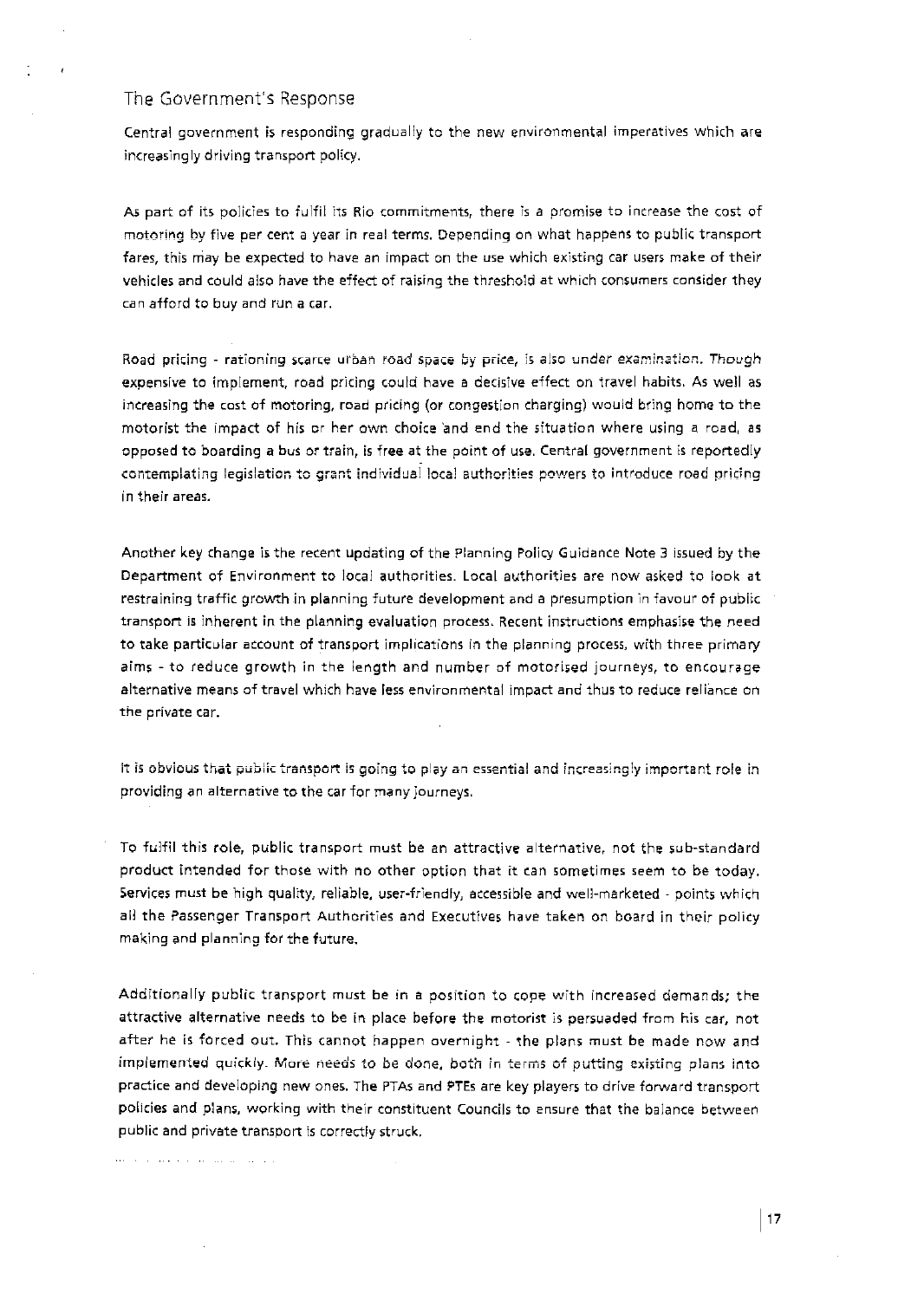## The Government's Response

Central government is responding gradually to the new environmental imperatives which are increasingly driving transport policy.

As part of its policies to fulfil its Rio commitments, there is a promise to increase the cost of motoring by five per cent a year in real terms. Depending on what happens to public transport fares, this may be expected to have an impact on the use which existing car users make of their vehicles and could also have the effect of raising the threshold at which consumers consider they can afford to buy and run a car.

Road pricing - rationing scarce urban road space by price, is also under examination. Though expensive to implement, road pricing could have a decisive effect on travel habits. As well as increasing the cost of motoring, road pricing (or congestion charging) would bring home to the motorist the impact of his or her own choice and end the situation where using a road, as opposed to boarding a bus or train, is free at the point of use. Central government is reportedly contemplating legislation to grant individual local authorities powers to introduce road pricing in their areas.

Another key change is the recent updating of the Planning Policy Guidance Note 3 issued by the Department of Environment to local authorities. Local authorities are now asked to look at restraining traffic growth in planning future development and a presumption in favour of public transport is inherent in the planning evaluation process. Recent instructions emphasise the need to take particular account of transport implications in the planning process, with three primary aims - to reduce growth in the length and number of motorised journeys, to encourage alternative means of travel which have less environmental impact and thus to reduce reliance on the private car.

It is obvious that public transport is going to play an essential and increasingly important role in providing an alternative to the car for many journeys.

To fulfil this role, public transport must be an attractive alternative, not the sub-standard product intended for those with no other option that it can sometimes seem to be today. Services must be high quality, reliable, user-friendly, accessible and well-marketed - points which all the Passenger Transport Authorities and Executives have taken on board in their policy making and planning for the future.

Additionally public transport must be in a position to cope with increased demands; the attractive alternative needs to be in place before the motorist is persuaded from his car, not after he is forced out. This cannot happen overnight - the plans must be made now and implemented quickly. More needs to be done, both in terms of putting existing plans into practice and developing new ones. The PTAs and PTEs are key players to drive forward transport policies and plans, working with their constituent Councils to ensure that the balance between public and private transport is correctly struck.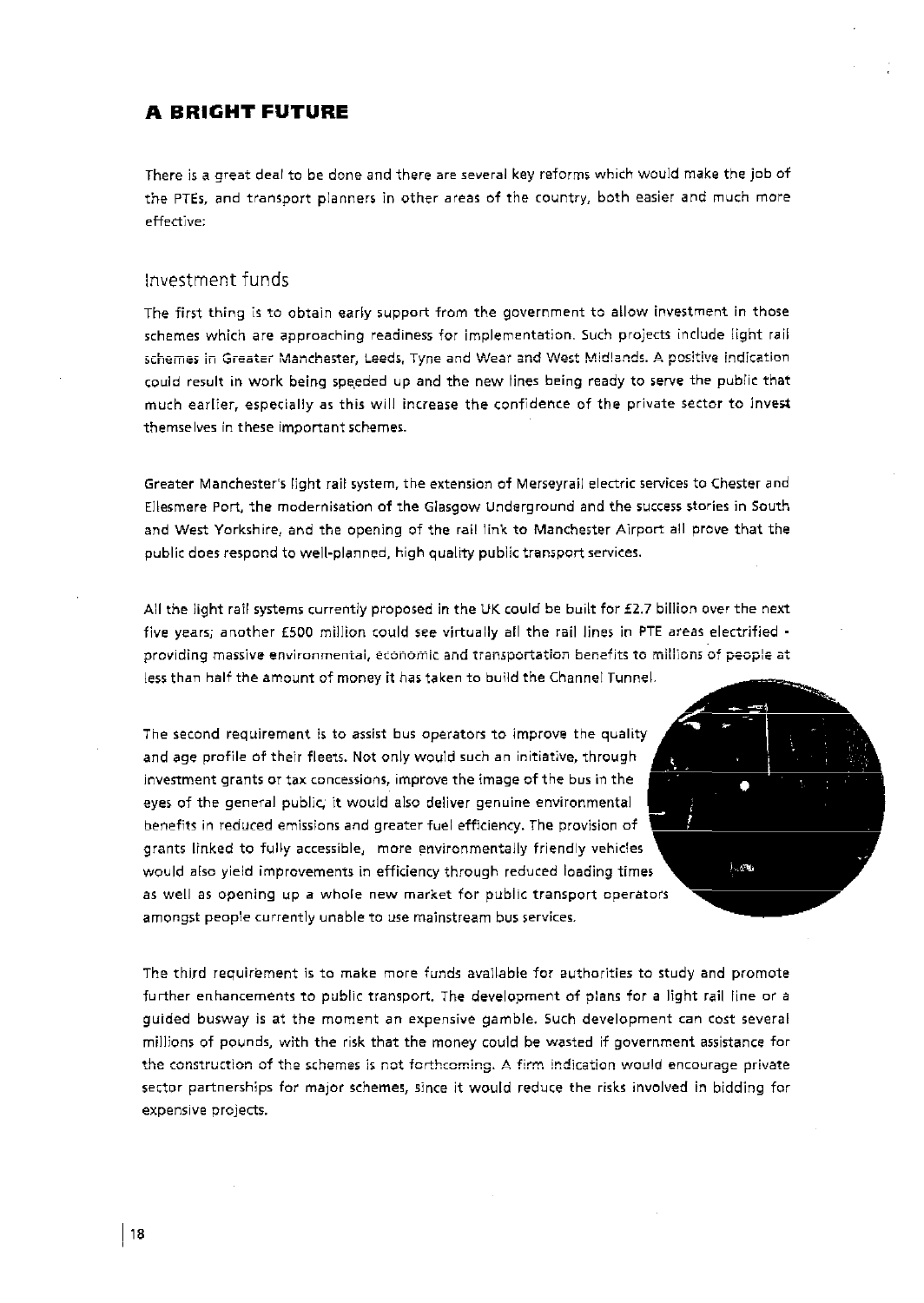## A BRIGHT FUTURE

There is a great deal to be done and there are several key reforms which would make the job of the PTEs, and transport planners in other areas of the country, both easier and much more effective:

### Investment funds

The first thing is to obtain early support from the government to allow investment in those schemes which are approaching readiness for implementation. Such projects include light rail schemes in Greater Manchester, Leeds, Tyne and Wear and West Midlands. A positive indication could result in work being speeded up and the new lines being ready to serve the public that much earlier, especially as this will increase the confidence of the private sector to invest themselves in these important schemes.

Greater Manchester's light rail system, the extension of Merseyrail electric services to Chester and Ellesmere Port, the modernisation of the Glasgow Underground and the success stories in South and West Yorkshire, and the opening of the rail link to Manchester Airport all prove that the public does respond to well-planned, high quality public transport services.

All the light rail systems currently proposed in the UK could be built for £2.7 billion over the next five years; another £500 million could see virtually all the rail lines in PTE areas electrified - providing massive environmental, economic and transportation benefits to millions of people at less than half the amount of money it has taken to build the Channel Tunnel.

The second requirement is to assist bus operators to improve the quality and age profile of their fleets. Not only would such an initiative, through investment grants or tax concessions, improve the image of the bus in the eyes of the general public, it would also deliver genuine environmental benefits in reduced emissions and greater fuel efficiency. The provision of grants linked to fully accessible, more environmentally friendly vehicles would also yield improvements in efficiency through reduced loading times as well as opening up a whole new market for public transport operators amongst people currently unable to use mainstream bus services.

The third requirement is to make more funds available for authorities to study and promote further enhancements to public transport. The development of plans for a light rail line or a guided busway is at the moment an expensive gamble. Such development can cost several millions of pounds, with the risk that the money could be wasted if government assistance for the construction of the schemes is not forthcoming. A firm indication would encourage private sector partnerships for major schemes, since it would reduce the risks involved in bidding for expensive projects.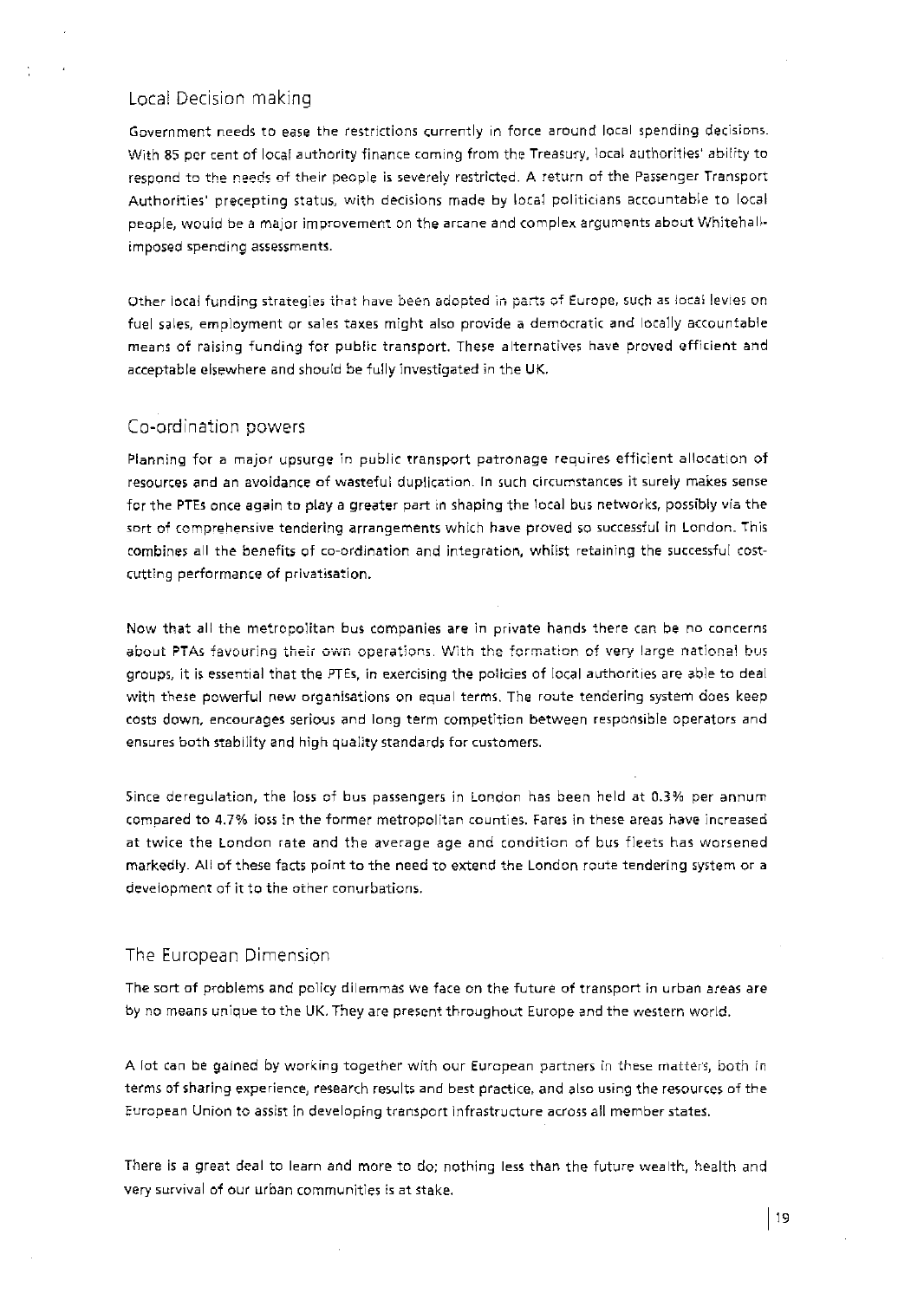## Local Decision making

Government needs to ease the restrictions currently in force around local spending decisions. With 85 per cent of local authority finance coming from the Treasury, local authorities' ability to respond to the needs of their people is severely restricted. A return of the Passenger Transport Authorities' precepting status, with decisions made by local politicians accountable to local people, would be a major improvement on the arcane and complex arguments about Whitehall-imposed spending assessments.

Other local funding strategies that have been adopted in parts of Europe, such as local levies on fuel sales, employment or sales taxes might also provide a democratic and locally accountable means of raising funding for public transport. These alternatives have proved efficient and acceptable elsewhere and should be fully investigated in the UK.

## Co-ordination powers

Planning for a major upsurge in public transport patronage requires efficient allocation of resources and an avoidance of wasteful duplication. In such circumstances it surely makes sense for the PTEs once again to play a greater part in shaping the local bus networks, possibly via the sort of comprehensive tendering arrangements which have proved so successful in London. This combines all the benefits of co-ordination and integration, whilst retaining the successful cost-cutting performance of privatisation.

Now that all the metropolitan bus companies are in private hands there can be no concerns about PTAs favouring their own operations. With the formation of very large national bus groups, it is essential that the PTEs, in exercising the policies of local authorities are able to deal with these powerful new organisations on equal terms. The route tendering system does keep costs down, encourages serious and long term competition between responsible operators and ensures both stability and high quality standards for customers.

Since deregulation, the loss of bus passengers in London has been held at 0.3% per annum compared to 4.7% loss in the former metropolitan counties. Fares in these areas have increased at twice the London rate and the average age and condition of bus fleets has worsened markedly. All of these facts point to the need to extend the London route tendering system or a development of it to the other conurbations.

## The European Dimension

The sort of problems and policy dilemmas we face on the future of transport in urban areas are by no means unique to the UK. They are present throughout Europe and the western world.

A lot can be gained by working together with our European partners in these matters, both in terms of sharing experience, research results and best practice, and also using the resources of the European Union to assist in developing transport infrastructure across all member states.

There is a great deal to learn and more to do; nothing less than the future wealth, health and very survival of our urban communities is at stake.